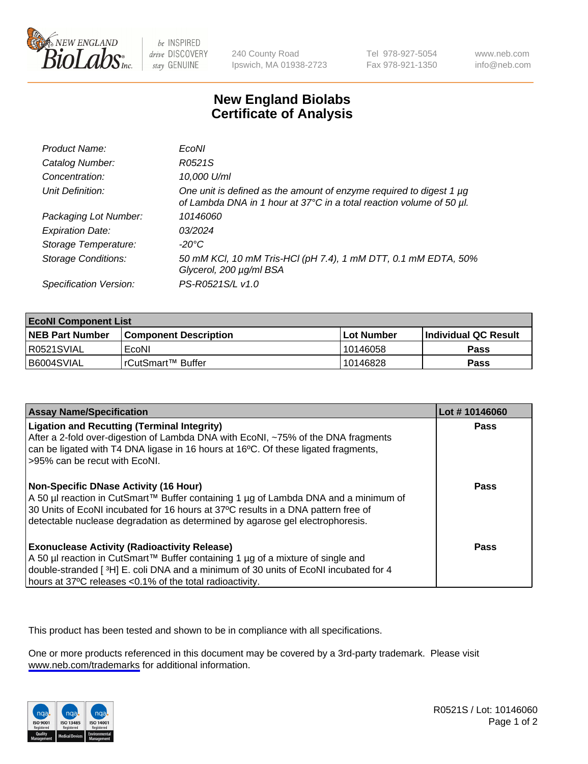# New England Biolabs Certificate of Analysis

| | |
|---|---|
| *Product Name:* | *EcoNI* |
| *Catalog Number:* | *R0521S* |
| *Concentration:* | *10,000 U/ml* |
| *Unit Definition:* | *One unit is defined as the amount of enzyme required to digest 1 µg of Lambda DNA in 1 hour at 37°C in a total reaction volume of 50 µl.* |
| *Packaging Lot Number:* | *10146060* |
| *Expiration Date:* | *03/2024* |
| *Storage Temperature:* | *-20°C* |
| *Storage Conditions:* | *50 mM KCl, 10 mM Tris-HCl (pH 7.4), 1 mM DTT, 0.1 mM EDTA, 50% Glycerol, 200 µg/ml BSA* |
| *Specification Version:* | *PS-R0521S/L v1.0* |

| EcoNI Component List | | | |
|---|---|---|---|
| **NEB Part Number** | **Component Description** | **Lot Number** | **Individual QC Result** |
| R0521SVIAL | EcoNI | 10146058 | **Pass** |
| B6004SVIAL | rCutSmart™ Buffer | 10146828 | **Pass** |

| Assay Name/Specification | Lot # 10146060 |
|---|---|
| **Ligation and Recutting (Terminal Integrity)** After a 2-fold over-digestion of Lambda DNA with EcoNI, ~75% of the DNA fragments can be ligated with T4 DNA ligase in 16 hours at 16ºC. Of these ligated fragments, >95% can be recut with EcoNI. | **Pass** |
| **Non-Specific DNase Activity (16 Hour)** A 50 µl reaction in CutSmart™ Buffer containing 1 µg of Lambda DNA and a minimum of 30 Units of EcoNI incubated for 16 hours at 37ºC results in a DNA pattern free of detectable nuclease degradation as determined by agarose gel electrophoresis. | **Pass** |
| **Exonuclease Activity (Radioactivity Release)** A 50 µl reaction in CutSmart™ Buffer containing 1 µg of a mixture of single and double-stranded [ $^3$H] E. coli DNA and a minimum of 30 units of EcoNI incubated for 4 hours at 37ºC releases <0.1% of the total radioactivity. | **Pass** |

This product has been tested and shown to be in compliance with all specifications.

One or more products referenced in this document may be covered by a 3rd-party trademark. Please visit www.neb.com/trademarks for additional information.

R0521S / Lot: 10146060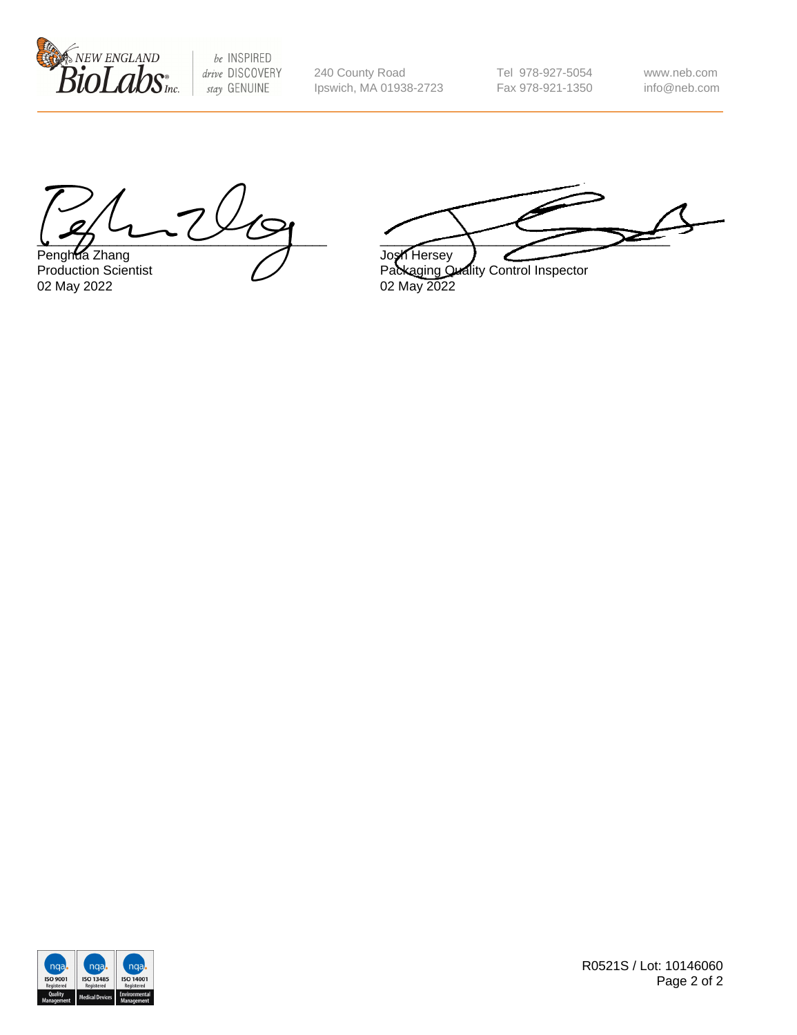Penghua Zhang
Production Scientist
02 May 2022

Josh Hersey
Packaging Quality Control Inspector
02 May 2022

R0521S / Lot: 10146060